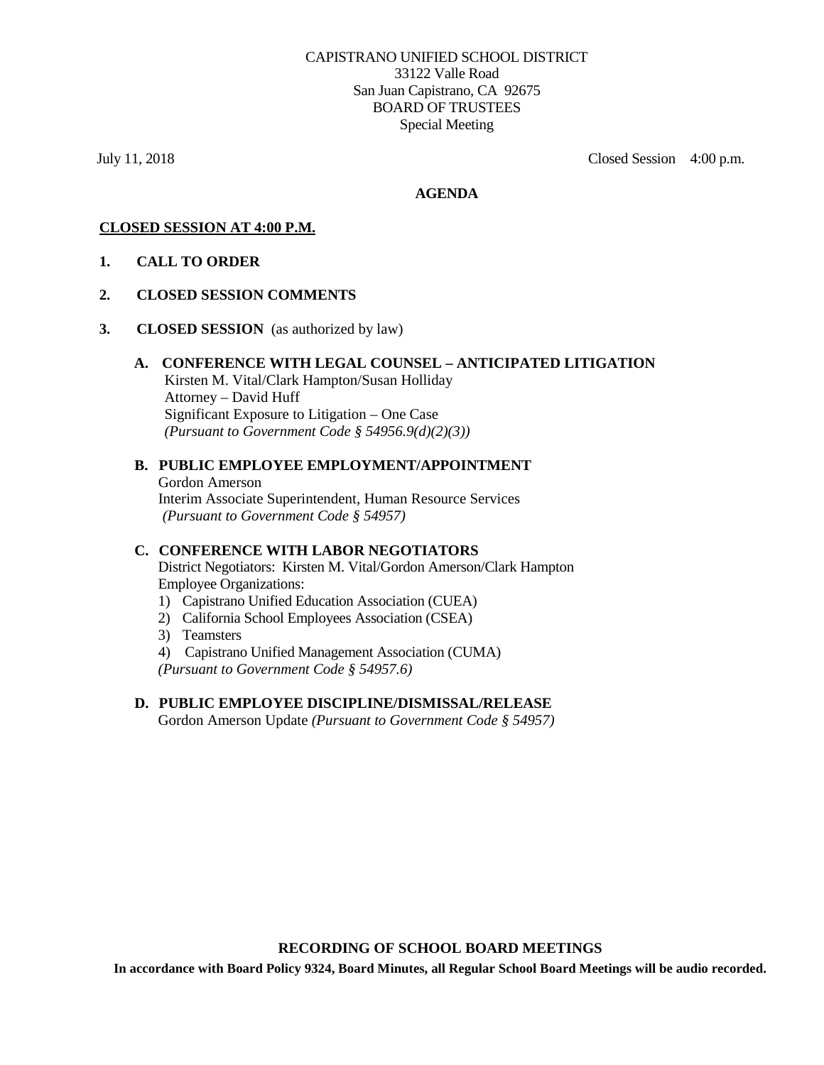CAPISTRANO UNIFIED SCHOOL DISTRICT
33122 Valle Road
San Juan Capistrano, CA 92675
BOARD OF TRUSTEES
Special Meeting

July 11, 2018 Closed Session 4:00 p.m.

**AGENDA**

**CLOSED SESSION AT 4:00 P.M.**

**1. CALL TO ORDER**

**2. CLOSED SESSION COMMENTS**

**3. CLOSED SESSION** (as authorized by law)

**A. CONFERENCE WITH LEGAL COUNSEL – ANTICIPATED LITIGATION**
Kirsten M. Vital/Clark Hampton/Susan Holliday
Attorney – David Huff
Significant Exposure to Litigation – One Case
*(Pursuant to Government Code § 54956.9(d)(2)(3))*

**B. PUBLIC EMPLOYEE EMPLOYMENT/APPOINTMENT**
Gordon Amerson
Interim Associate Superintendent, Human Resource Services
*(Pursuant to Government Code § 54957)*

**C. CONFERENCE WITH LABOR NEGOTIATORS**
District Negotiators: Kirsten M. Vital/Gordon Amerson/Clark Hampton
Employee Organizations:

1) Capistrano Unified Education Association (CUEA)
2) California School Employees Association (CSEA)
3) Teamsters
4) Capistrano Unified Management Association (CUMA)

*(Pursuant to Government Code § 54957.6)*

**D. PUBLIC EMPLOYEE DISCIPLINE/DISMISSAL/RELEASE**
Gordon Amerson Update *(Pursuant to Government Code § 54957)*

**RECORDING OF SCHOOL BOARD MEETINGS**

**In accordance with Board Policy 9324, Board Minutes, all Regular School Board Meetings will be audio recorded.**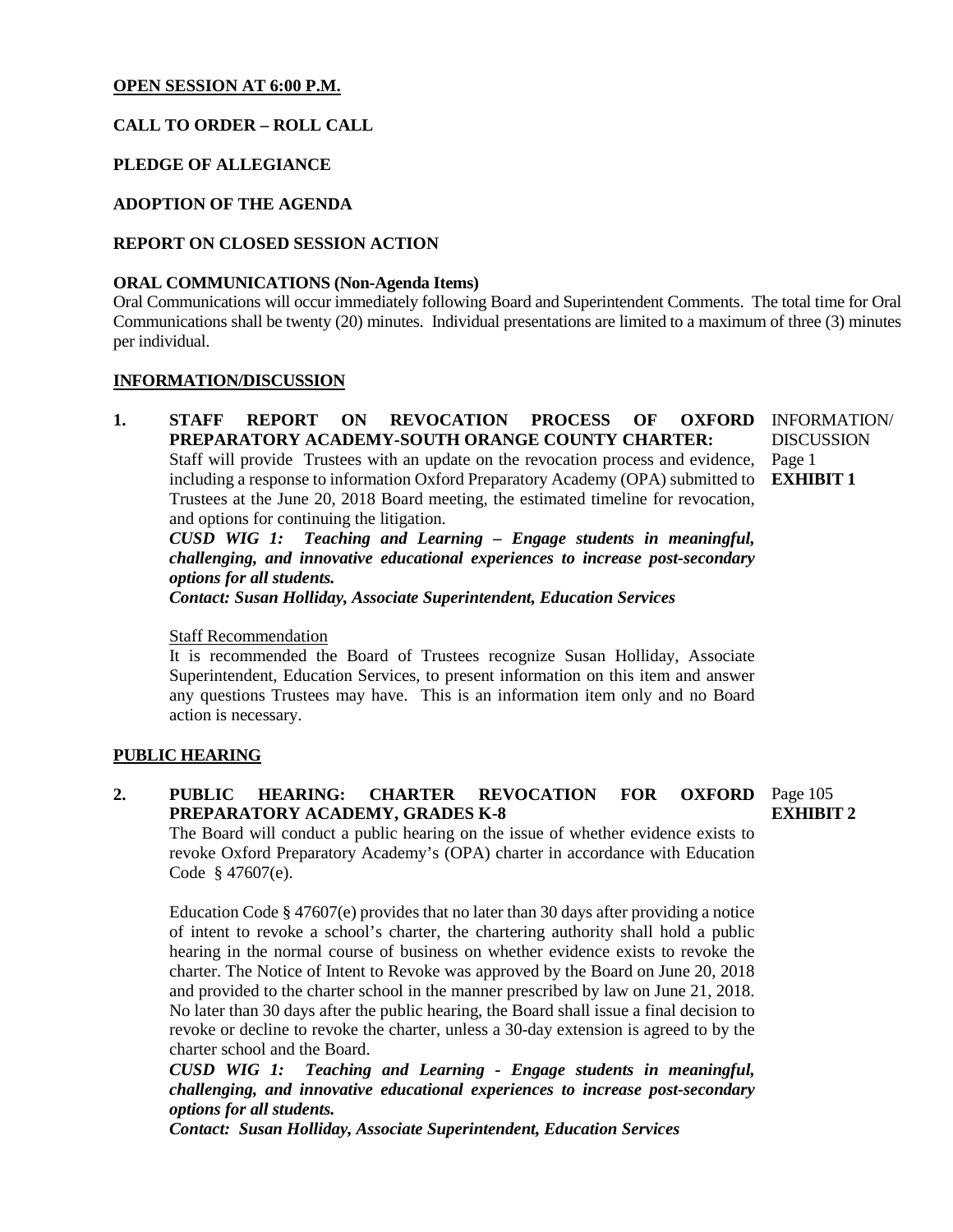**OPEN SESSION AT 6:00 P.M.**

**CALL TO ORDER – ROLL CALL**

**PLEDGE OF ALLEGIANCE**

**ADOPTION OF THE AGENDA**

**REPORT ON CLOSED SESSION ACTION**

**ORAL COMMUNICATIONS (Non-Agenda Items)**

Oral Communications will occur immediately following Board and Superintendent Comments. The total time for Oral Communications shall be twenty (20) minutes. Individual presentations are limited to a maximum of three (3) minutes per individual.

**INFORMATION/DISCUSSION**

**1. STAFF REPORT ON REVOCATION PROCESS OF OXFORD PREPARATORY ACADEMY-SOUTH ORANGE COUNTY CHARTER:**

INFORMATION/DISCUSSION
Page 1
**EXHIBIT 1**

Staff will provide Trustees with an update on the revocation process and evidence, including a response to information Oxford Preparatory Academy (OPA) submitted to Trustees at the June 20, 2018 Board meeting, the estimated timeline for revocation, and options for continuing the litigation.

***CUSD WIG 1: Teaching and Learning – Engage students in meaningful, challenging, and innovative educational experiences to increase post-secondary options for all students.***

***Contact: Susan Holliday, Associate Superintendent, Education Services***

Staff Recommendation

It is recommended the Board of Trustees recognize Susan Holliday, Associate Superintendent, Education Services, to present information on this item and answer any questions Trustees may have. This is an information item only and no Board action is necessary.

**PUBLIC HEARING**

**2. PUBLIC HEARING: CHARTER REVOCATION FOR OXFORD PREPARATORY ACADEMY, GRADES K-8**

Page 105
**EXHIBIT 2**

The Board will conduct a public hearing on the issue of whether evidence exists to revoke Oxford Preparatory Academy's (OPA) charter in accordance with Education Code § 47607(e).

Education Code § 47607(e) provides that no later than 30 days after providing a notice of intent to revoke a school's charter, the chartering authority shall hold a public hearing in the normal course of business on whether evidence exists to revoke the charter. The Notice of Intent to Revoke was approved by the Board on June 20, 2018 and provided to the charter school in the manner prescribed by law on June 21, 2018. No later than 30 days after the public hearing, the Board shall issue a final decision to revoke or decline to revoke the charter, unless a 30-day extension is agreed to by the charter school and the Board.

***CUSD WIG 1: Teaching and Learning - Engage students in meaningful, challenging, and innovative educational experiences to increase post-secondary options for all students.***

***Contact: Susan Holliday, Associate Superintendent, Education Services***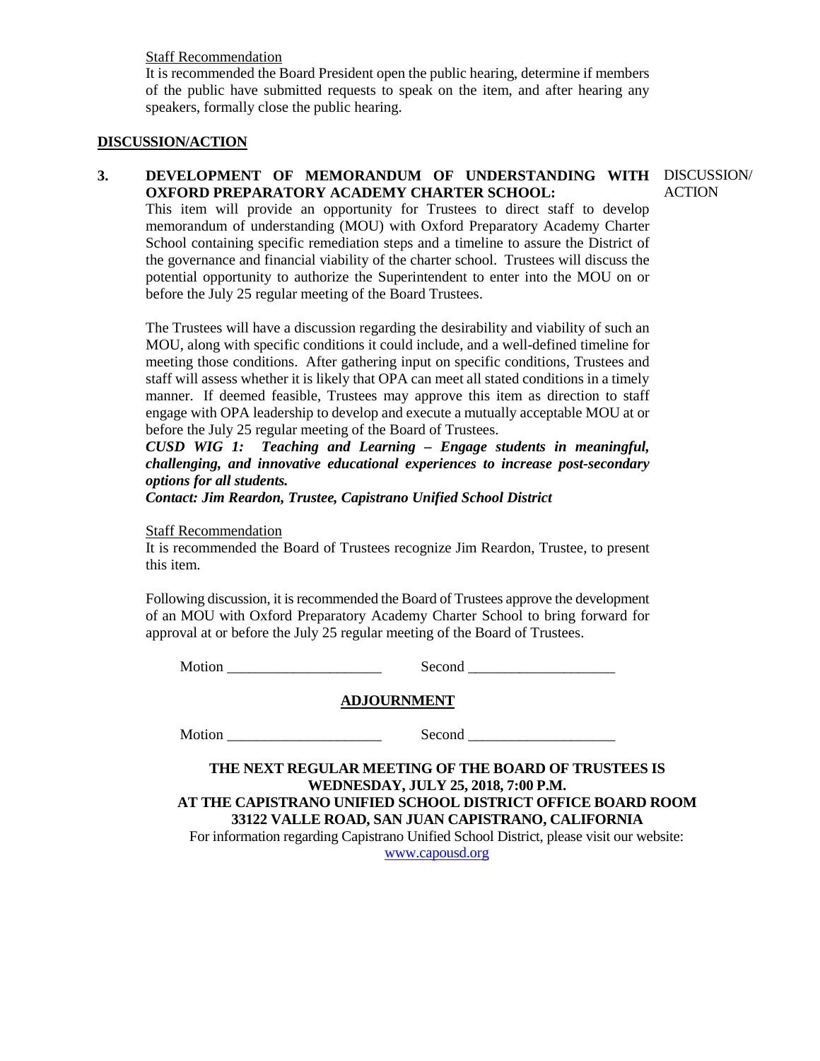Staff Recommendation

It is recommended the Board President open the public hearing, determine if members of the public have submitted requests to speak on the item, and after hearing any speakers, formally close the public hearing.

**DISCUSSION/ACTION**

**3. DEVELOPMENT OF MEMORANDUM OF UNDERSTANDING WITH OXFORD PREPARATORY ACADEMY CHARTER SCHOOL:** DISCUSSION/ ACTION

This item will provide an opportunity for Trustees to direct staff to develop memorandum of understanding (MOU) with Oxford Preparatory Academy Charter School containing specific remediation steps and a timeline to assure the District of the governance and financial viability of the charter school. Trustees will discuss the potential opportunity to authorize the Superintendent to enter into the MOU on or before the July 25 regular meeting of the Board Trustees.

The Trustees will have a discussion regarding the desirability and viability of such an MOU, along with specific conditions it could include, and a well-defined timeline for meeting those conditions. After gathering input on specific conditions, Trustees and staff will assess whether it is likely that OPA can meet all stated conditions in a timely manner. If deemed feasible, Trustees may approve this item as direction to staff engage with OPA leadership to develop and execute a mutually acceptable MOU at or before the July 25 regular meeting of the Board of Trustees.

***CUSD WIG 1: Teaching and Learning – Engage students in meaningful, challenging, and innovative educational experiences to increase post-secondary options for all students.***

***Contact: Jim Reardon, Trustee, Capistrano Unified School District***

Staff Recommendation

It is recommended the Board of Trustees recognize Jim Reardon, Trustee, to present this item.

Following discussion, it is recommended the Board of Trustees approve the development of an MOU with Oxford Preparatory Academy Charter School to bring forward for approval at or before the July 25 regular meeting of the Board of Trustees.

Motion ____________________ Second ____________________

**ADJOURNMENT**

Motion ____________________ Second ____________________

**THE NEXT REGULAR MEETING OF THE BOARD OF TRUSTEES IS WEDNESDAY, JULY 25, 2018, 7:00 P.M. AT THE CAPISTRANO UNIFIED SCHOOL DISTRICT OFFICE BOARD ROOM 33122 VALLE ROAD, SAN JUAN CAPISTRANO, CALIFORNIA**

For information regarding Capistrano Unified School District, please visit our website: www.capousd.org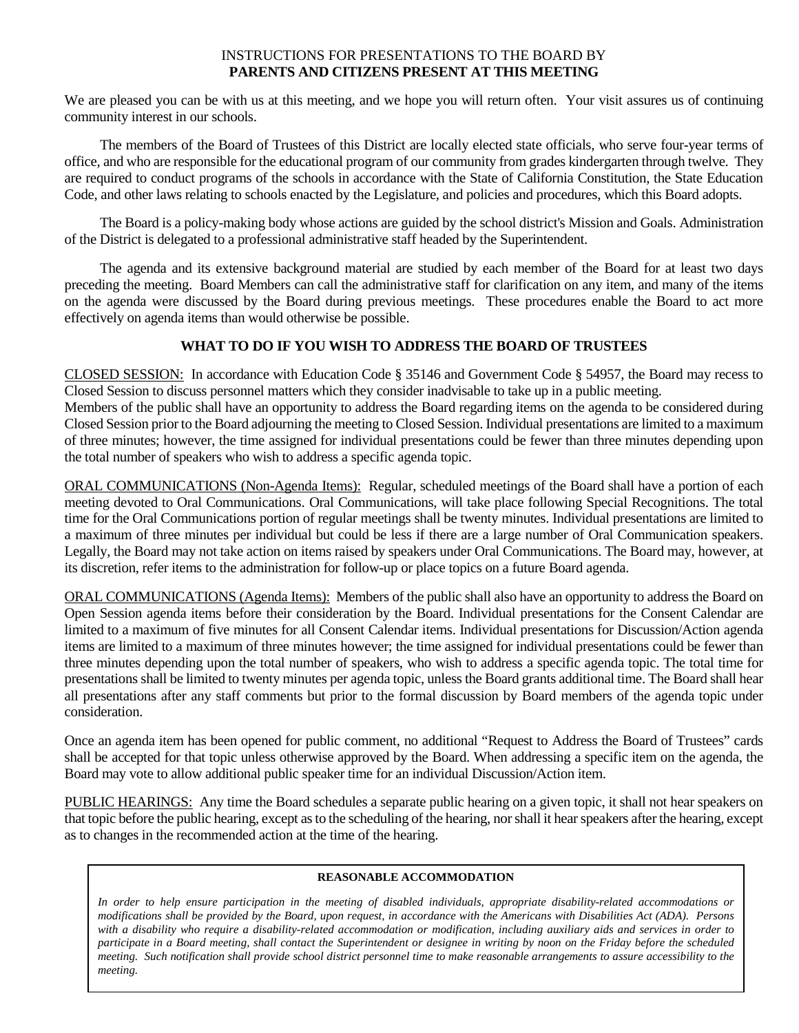INSTRUCTIONS FOR PRESENTATIONS TO THE BOARD BY
**PARENTS AND CITIZENS PRESENT AT THIS MEETING**

We are pleased you can be with us at this meeting, and we hope you will return often. Your visit assures us of continuing community interest in our schools.

The members of the Board of Trustees of this District are locally elected state officials, who serve four-year terms of office, and who are responsible for the educational program of our community from grades kindergarten through twelve. They are required to conduct programs of the schools in accordance with the State of California Constitution, the State Education Code, and other laws relating to schools enacted by the Legislature, and policies and procedures, which this Board adopts.

The Board is a policy-making body whose actions are guided by the school district's Mission and Goals. Administration of the District is delegated to a professional administrative staff headed by the Superintendent.

The agenda and its extensive background material are studied by each member of the Board for at least two days preceding the meeting. Board Members can call the administrative staff for clarification on any item, and many of the items on the agenda were discussed by the Board during previous meetings. These procedures enable the Board to act more effectively on agenda items than would otherwise be possible.

## WHAT TO DO IF YOU WISH TO ADDRESS THE BOARD OF TRUSTEES

CLOSED SESSION: In accordance with Education Code § 35146 and Government Code § 54957, the Board may recess to Closed Session to discuss personnel matters which they consider inadvisable to take up in a public meeting.
Members of the public shall have an opportunity to address the Board regarding items on the agenda to be considered during Closed Session prior to the Board adjourning the meeting to Closed Session. Individual presentations are limited to a maximum of three minutes; however, the time assigned for individual presentations could be fewer than three minutes depending upon the total number of speakers who wish to address a specific agenda topic.

ORAL COMMUNICATIONS (Non-Agenda Items): Regular, scheduled meetings of the Board shall have a portion of each meeting devoted to Oral Communications. Oral Communications, will take place following Special Recognitions. The total time for the Oral Communications portion of regular meetings shall be twenty minutes. Individual presentations are limited to a maximum of three minutes per individual but could be less if there are a large number of Oral Communication speakers. Legally, the Board may not take action on items raised by speakers under Oral Communications. The Board may, however, at its discretion, refer items to the administration for follow-up or place topics on a future Board agenda.

ORAL COMMUNICATIONS (Agenda Items): Members of the public shall also have an opportunity to address the Board on Open Session agenda items before their consideration by the Board. Individual presentations for the Consent Calendar are limited to a maximum of five minutes for all Consent Calendar items. Individual presentations for Discussion/Action agenda items are limited to a maximum of three minutes however; the time assigned for individual presentations could be fewer than three minutes depending upon the total number of speakers, who wish to address a specific agenda topic. The total time for presentations shall be limited to twenty minutes per agenda topic, unless the Board grants additional time. The Board shall hear all presentations after any staff comments but prior to the formal discussion by Board members of the agenda topic under consideration.

Once an agenda item has been opened for public comment, no additional "Request to Address the Board of Trustees" cards shall be accepted for that topic unless otherwise approved by the Board. When addressing a specific item on the agenda, the Board may vote to allow additional public speaker time for an individual Discussion/Action item.

PUBLIC HEARINGS: Any time the Board schedules a separate public hearing on a given topic, it shall not hear speakers on that topic before the public hearing, except as to the scheduling of the hearing, nor shall it hear speakers after the hearing, except as to changes in the recommended action at the time of the hearing.

**REASONABLE ACCOMMODATION**

*In order to help ensure participation in the meeting of disabled individuals, appropriate disability-related accommodations or modifications shall be provided by the Board, upon request, in accordance with the Americans with Disabilities Act (ADA). Persons with a disability who require a disability-related accommodation or modification, including auxiliary aids and services in order to participate in a Board meeting, shall contact the Superintendent or designee in writing by noon on the Friday before the scheduled meeting. Such notification shall provide school district personnel time to make reasonable arrangements to assure accessibility to the meeting.*